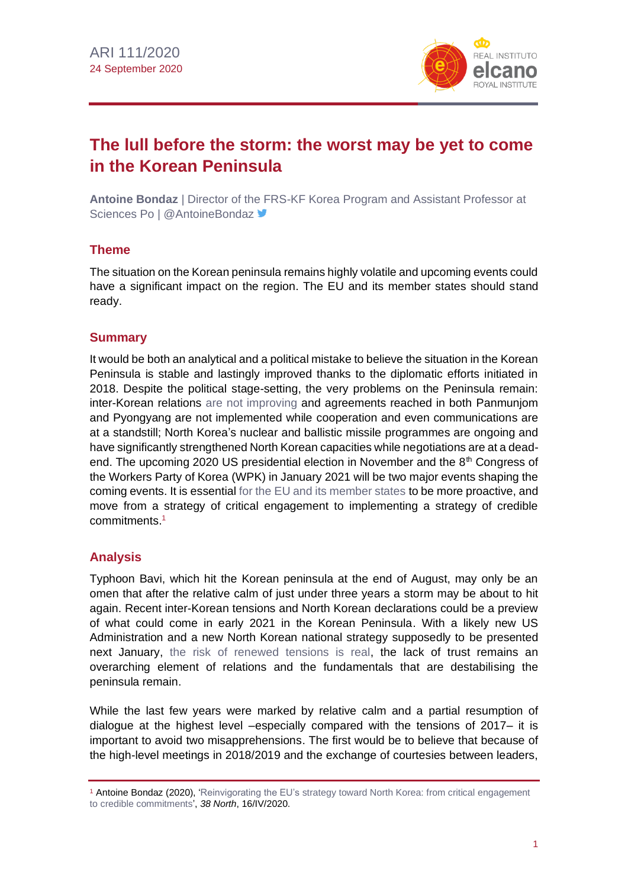ARI 111/2020
24 September 2020

# The lull before the storm: the worst may be yet to come in the Korean Peninsula

**Antoine Bondaz** | Director of the FRS-KF Korea Program and Assistant Professor at Sciences Po | @AntoineBondaz

## Theme

The situation on the Korean peninsula remains highly volatile and upcoming events could have a significant impact on the region. The EU and its member states should stand ready.

## Summary

It would be both an analytical and a political mistake to believe the situation in the Korean Peninsula is stable and lastingly improved thanks to the diplomatic efforts initiated in 2018. Despite the political stage-setting, the very problems on the Peninsula remain: inter-Korean relations are not improving and agreements reached in both Panmunjom and Pyongyang are not implemented while cooperation and even communications are at a standstill; North Korea's nuclear and ballistic missile programmes are ongoing and have significantly strengthened North Korean capacities while negotiations are at a dead-end. The upcoming 2020 US presidential election in November and the 8th Congress of the Workers Party of Korea (WPK) in January 2021 will be two major events shaping the coming events. It is essential for the EU and its member states to be more proactive, and move from a strategy of critical engagement to implementing a strategy of credible commitments.[1]

## Analysis

Typhoon Bavi, which hit the Korean peninsula at the end of August, may only be an omen that after the relative calm of just under three years a storm may be about to hit again. Recent inter-Korean tensions and North Korean declarations could be a preview of what could come in early 2021 in the Korean Peninsula. With a likely new US Administration and a new North Korean national strategy supposedly to be presented next January, the risk of renewed tensions is real, the lack of trust remains an overarching element of relations and the fundamentals that are destabilising the peninsula remain.

While the last few years were marked by relative calm and a partial resumption of dialogue at the highest level –especially compared with the tensions of 2017– it is important to avoid two misapprehensions. The first would be to believe that because of the high-level meetings in 2018/2019 and the exchange of courtesies between leaders,

[1] Antoine Bondaz (2020), 'Reinvigorating the EU's strategy toward North Korea: from critical engagement to credible commitments', *38 North*, 16/IV/2020.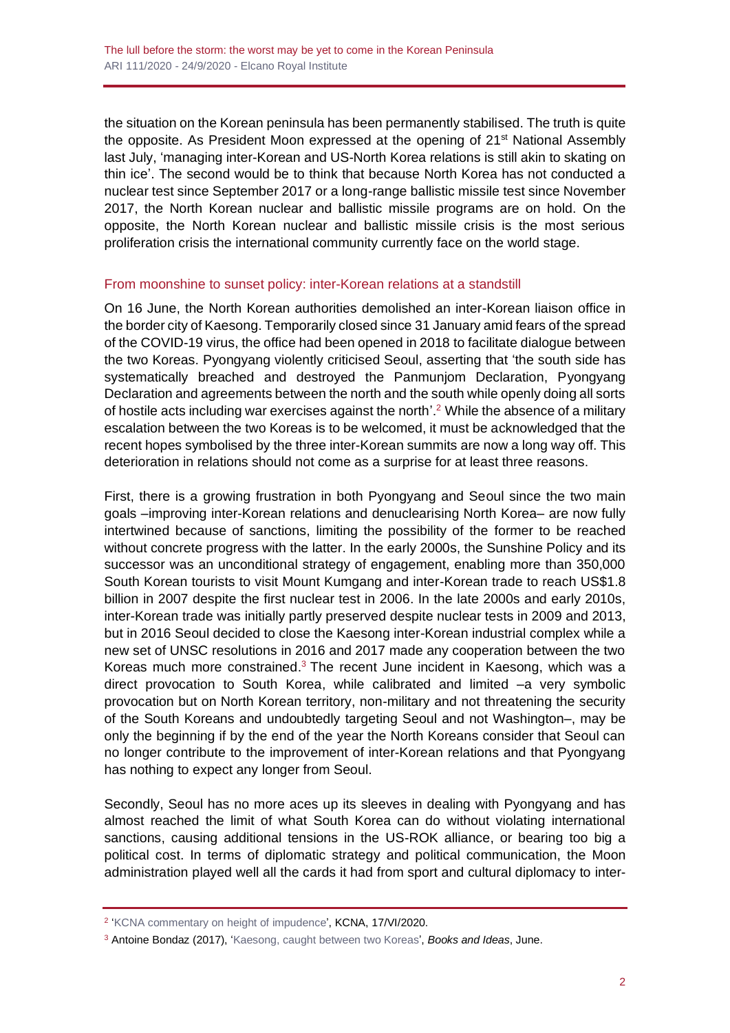the situation on the Korean peninsula has been permanently stabilised. The truth is quite the opposite. As President Moon expressed at the opening of 21st National Assembly last July, 'managing inter-Korean and US-North Korea relations is still akin to skating on thin ice'. The second would be to think that because North Korea has not conducted a nuclear test since September 2017 or a long-range ballistic missile test since November 2017, the North Korean nuclear and ballistic missile programs are on hold. On the opposite, the North Korean nuclear and ballistic missile crisis is the most serious proliferation crisis the international community currently face on the world stage.

## From moonshine to sunset policy: inter-Korean relations at a standstill

On 16 June, the North Korean authorities demolished an inter-Korean liaison office in the border city of Kaesong. Temporarily closed since 31 January amid fears of the spread of the COVID-19 virus, the office had been opened in 2018 to facilitate dialogue between the two Koreas. Pyongyang violently criticised Seoul, asserting that 'the south side has systematically breached and destroyed the Panmunjom Declaration, Pyongyang Declaration and agreements between the north and the south while openly doing all sorts of hostile acts including war exercises against the north'.[2] While the absence of a military escalation between the two Koreas is to be welcomed, it must be acknowledged that the recent hopes symbolised by the three inter-Korean summits are now a long way off. This deterioration in relations should not come as a surprise for at least three reasons.

First, there is a growing frustration in both Pyongyang and Seoul since the two main goals –improving inter-Korean relations and denuclearising North Korea– are now fully intertwined because of sanctions, limiting the possibility of the former to be reached without concrete progress with the latter. In the early 2000s, the Sunshine Policy and its successor was an unconditional strategy of engagement, enabling more than 350,000 South Korean tourists to visit Mount Kumgang and inter-Korean trade to reach US$1.8 billion in 2007 despite the first nuclear test in 2006. In the late 2000s and early 2010s, inter-Korean trade was initially partly preserved despite nuclear tests in 2009 and 2013, but in 2016 Seoul decided to close the Kaesong inter-Korean industrial complex while a new set of UNSC resolutions in 2016 and 2017 made any cooperation between the two Koreas much more constrained.[3] The recent June incident in Kaesong, which was a direct provocation to South Korea, while calibrated and limited –a very symbolic provocation but on North Korean territory, non-military and not threatening the security of the South Koreans and undoubtedly targeting Seoul and not Washington–, may be only the beginning if by the end of the year the North Koreans consider that Seoul can no longer contribute to the improvement of inter-Korean relations and that Pyongyang has nothing to expect any longer from Seoul.

Secondly, Seoul has no more aces up its sleeves in dealing with Pyongyang and has almost reached the limit of what South Korea can do without violating international sanctions, causing additional tensions in the US-ROK alliance, or bearing too big a political cost. In terms of diplomatic strategy and political communication, the Moon administration played well all the cards it had from sport and cultural diplomacy to inter-

---

[2] 'KCNA commentary on height of impudence', KCNA, 17/VI/2020.

[3] Antoine Bondaz (2017), 'Kaesong, caught between two Koreas', *Books and Ideas*, June.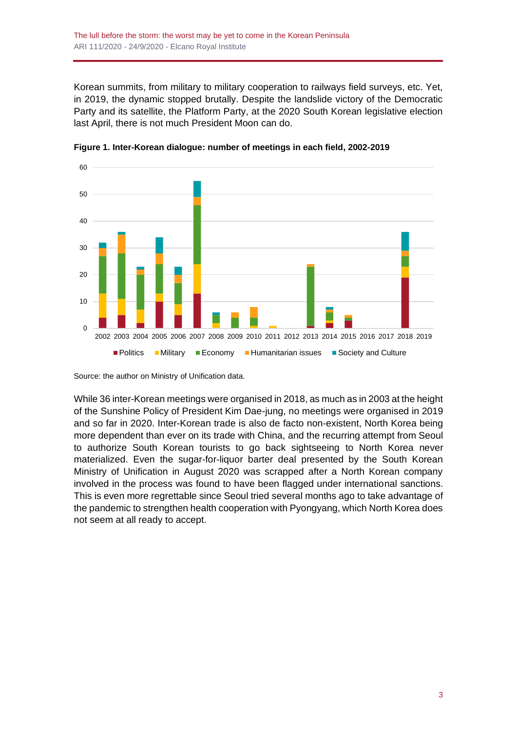Korean summits, from military to military cooperation to railways field surveys, etc. Yet, in 2019, the dynamic stopped brutally. Despite the landslide victory of the Democratic Party and its satellite, the Platform Party, at the 2020 South Korean legislative election last April, there is not much President Moon can do.

**Figure 1. Inter-Korean dialogue: number of meetings in each field, 2002-2019**

Source: the author on Ministry of Unification data.

While 36 inter-Korean meetings were organised in 2018, as much as in 2003 at the height of the Sunshine Policy of President Kim Dae-jung, no meetings were organised in 2019 and so far in 2020. Inter-Korean trade is also de facto non-existent, North Korea being more dependent than ever on its trade with China, and the recurring attempt from Seoul to authorize South Korean tourists to go back sightseeing to North Korea never materialized. Even the sugar-for-liquor barter deal presented by the South Korean Ministry of Unification in August 2020 was scrapped after a North Korean company involved in the process was found to have been flagged under international sanctions. This is even more regrettable since Seoul tried several months ago to take advantage of the pandemic to strengthen health cooperation with Pyongyang, which North Korea does not seem at all ready to accept.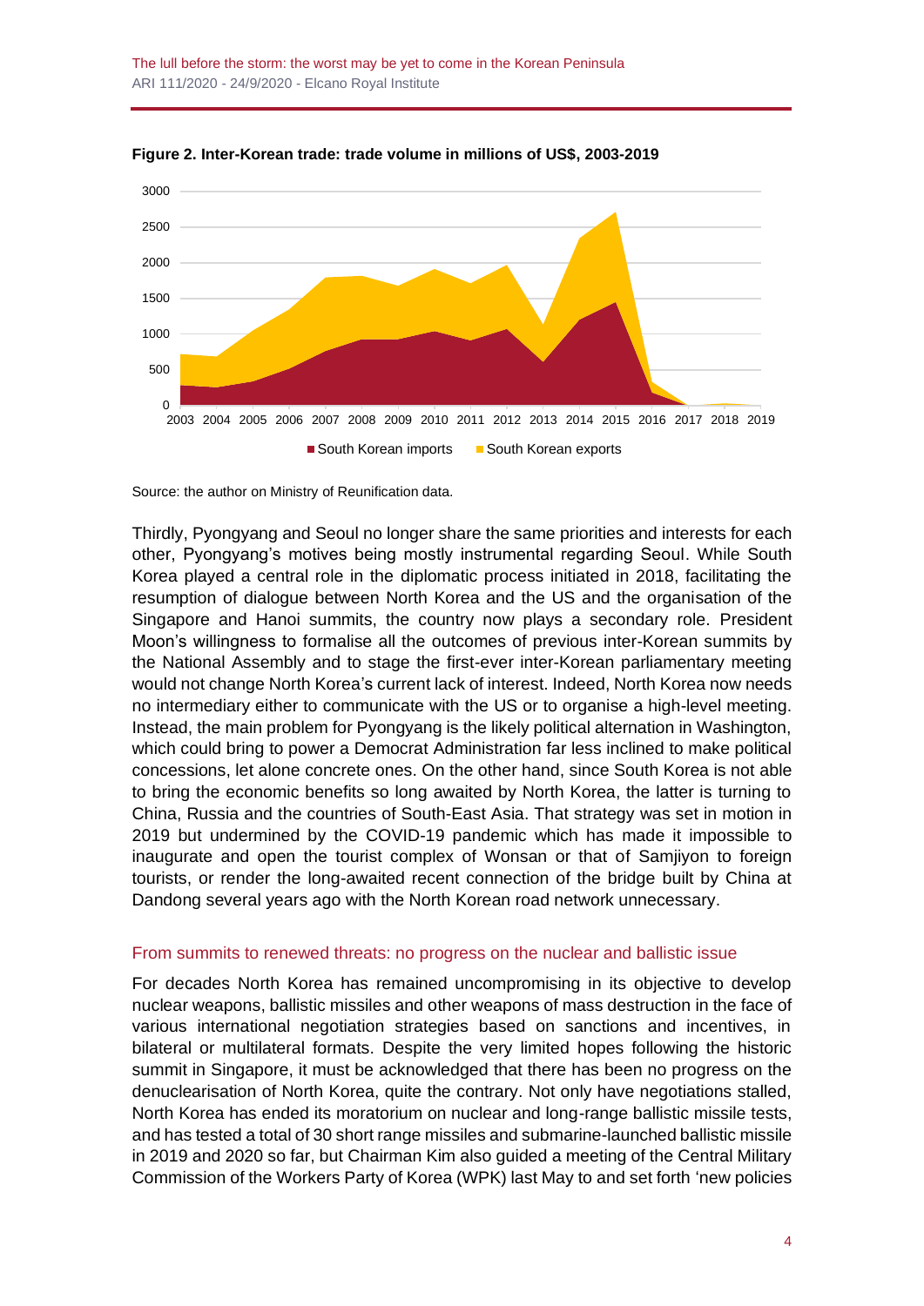**Figure 2. Inter-Korean trade: trade volume in millions of US$, 2003-2019**

Source: the author on Ministry of Reunification data.

Thirdly, Pyongyang and Seoul no longer share the same priorities and interests for each other, Pyongyang's motives being mostly instrumental regarding Seoul. While South Korea played a central role in the diplomatic process initiated in 2018, facilitating the resumption of dialogue between North Korea and the US and the organisation of the Singapore and Hanoi summits, the country now plays a secondary role. President Moon's willingness to formalise all the outcomes of previous inter-Korean summits by the National Assembly and to stage the first-ever inter-Korean parliamentary meeting would not change North Korea's current lack of interest. Indeed, North Korea now needs no intermediary either to communicate with the US or to organise a high-level meeting. Instead, the main problem for Pyongyang is the likely political alternation in Washington, which could bring to power a Democrat Administration far less inclined to make political concessions, let alone concrete ones. On the other hand, since South Korea is not able to bring the economic benefits so long awaited by North Korea, the latter is turning to China, Russia and the countries of South-East Asia. That strategy was set in motion in 2019 but undermined by the COVID-19 pandemic which has made it impossible to inaugurate and open the tourist complex of Wonsan or that of Samjiyon to foreign tourists, or render the long-awaited recent connection of the bridge built by China at Dandong several years ago with the North Korean road network unnecessary.

## From summits to renewed threats: no progress on the nuclear and ballistic issue

For decades North Korea has remained uncompromising in its objective to develop nuclear weapons, ballistic missiles and other weapons of mass destruction in the face of various international negotiation strategies based on sanctions and incentives, in bilateral or multilateral formats. Despite the very limited hopes following the historic summit in Singapore, it must be acknowledged that there has been no progress on the denuclearisation of North Korea, quite the contrary. Not only have negotiations stalled, North Korea has ended its moratorium on nuclear and long-range ballistic missile tests, and has tested a total of 30 short range missiles and submarine-launched ballistic missile in 2019 and 2020 so far, but Chairman Kim also guided a meeting of the Central Military Commission of the Workers Party of Korea (WPK) last May to and set forth 'new policies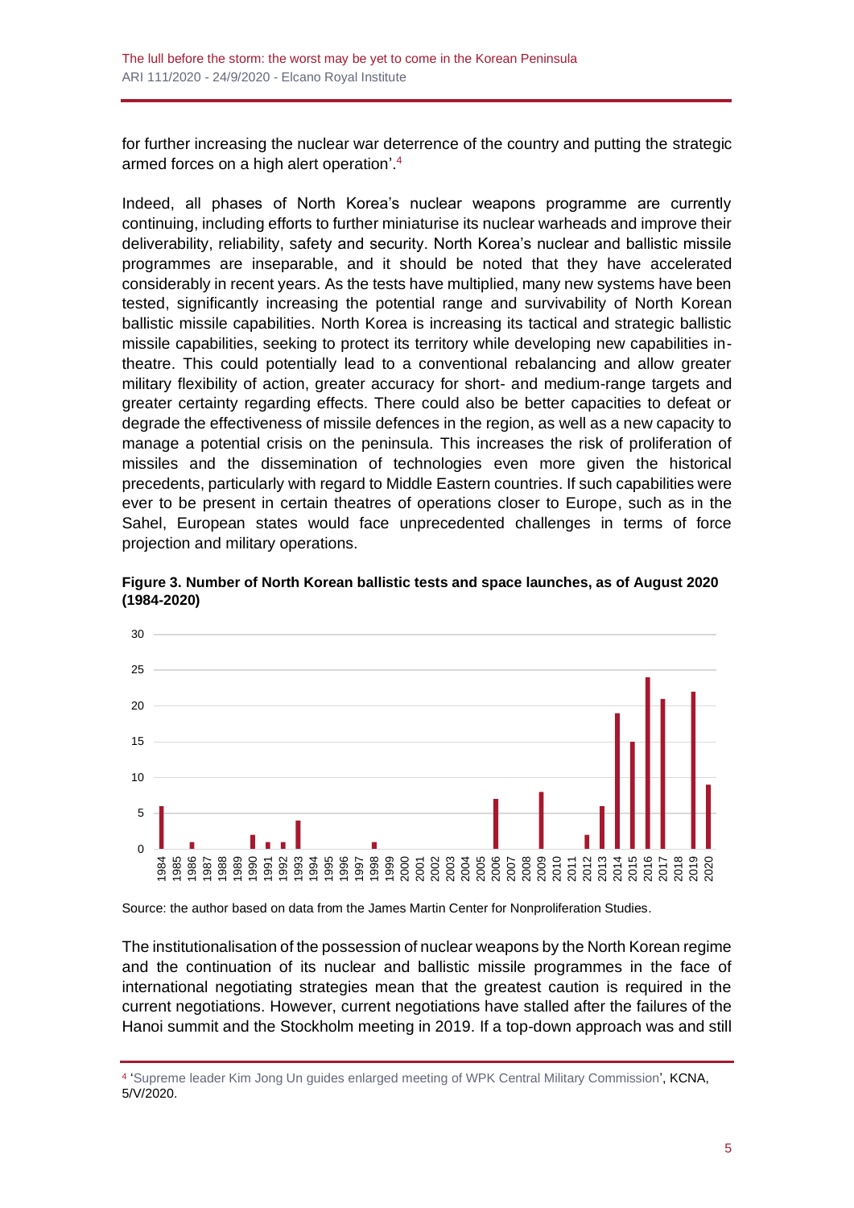for further increasing the nuclear war deterrence of the country and putting the strategic armed forces on a high alert operation'.[4]

Indeed, all phases of North Korea's nuclear weapons programme are currently continuing, including efforts to further miniaturise its nuclear warheads and improve their deliverability, reliability, safety and security. North Korea's nuclear and ballistic missile programmes are inseparable, and it should be noted that they have accelerated considerably in recent years. As the tests have multiplied, many new systems have been tested, significantly increasing the potential range and survivability of North Korean ballistic missile capabilities. North Korea is increasing its tactical and strategic ballistic missile capabilities, seeking to protect its territory while developing new capabilities in-theatre. This could potentially lead to a conventional rebalancing and allow greater military flexibility of action, greater accuracy for short- and medium-range targets and greater certainty regarding effects. There could also be better capacities to defeat or degrade the effectiveness of missile defences in the region, as well as a new capacity to manage a potential crisis on the peninsula. This increases the risk of proliferation of missiles and the dissemination of technologies even more given the historical precedents, particularly with regard to Middle Eastern countries. If such capabilities were ever to be present in certain theatres of operations closer to Europe, such as in the Sahel, European states would face unprecedented challenges in terms of force projection and military operations.

**Figure 3. Number of North Korean ballistic tests and space launches, as of August 2020 (1984-2020)**

Source: the author based on data from the James Martin Center for Nonproliferation Studies.

The institutionalisation of the possession of nuclear weapons by the North Korean regime and the continuation of its nuclear and ballistic missile programmes in the face of international negotiating strategies mean that the greatest caution is required in the current negotiations. However, current negotiations have stalled after the failures of the Hanoi summit and the Stockholm meeting in 2019. If a top-down approach was and still

[4] 'Supreme leader Kim Jong Un guides enlarged meeting of WPK Central Military Commission', KCNA, 5/V/2020.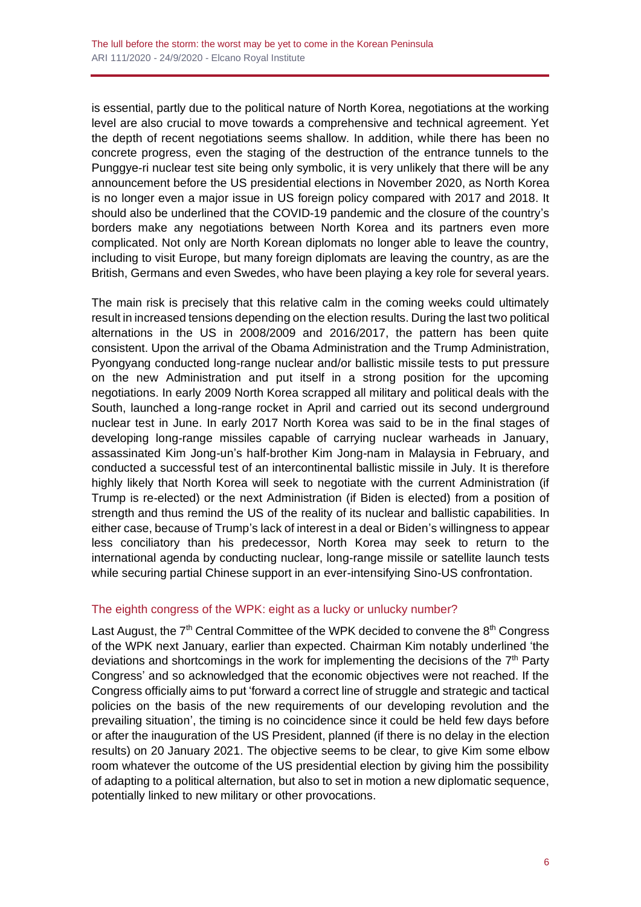is essential, partly due to the political nature of North Korea, negotiations at the working level are also crucial to move towards a comprehensive and technical agreement. Yet the depth of recent negotiations seems shallow. In addition, while there has been no concrete progress, even the staging of the destruction of the entrance tunnels to the Punggye-ri nuclear test site being only symbolic, it is very unlikely that there will be any announcement before the US presidential elections in November 2020, as North Korea is no longer even a major issue in US foreign policy compared with 2017 and 2018. It should also be underlined that the COVID-19 pandemic and the closure of the country's borders make any negotiations between North Korea and its partners even more complicated. Not only are North Korean diplomats no longer able to leave the country, including to visit Europe, but many foreign diplomats are leaving the country, as are the British, Germans and even Swedes, who have been playing a key role for several years.

The main risk is precisely that this relative calm in the coming weeks could ultimately result in increased tensions depending on the election results. During the last two political alternations in the US in 2008/2009 and 2016/2017, the pattern has been quite consistent. Upon the arrival of the Obama Administration and the Trump Administration, Pyongyang conducted long-range nuclear and/or ballistic missile tests to put pressure on the new Administration and put itself in a strong position for the upcoming negotiations. In early 2009 North Korea scrapped all military and political deals with the South, launched a long-range rocket in April and carried out its second underground nuclear test in June. In early 2017 North Korea was said to be in the final stages of developing long-range missiles capable of carrying nuclear warheads in January, assassinated Kim Jong-un's half-brother Kim Jong-nam in Malaysia in February, and conducted a successful test of an intercontinental ballistic missile in July. It is therefore highly likely that North Korea will seek to negotiate with the current Administration (if Trump is re-elected) or the next Administration (if Biden is elected) from a position of strength and thus remind the US of the reality of its nuclear and ballistic capabilities. In either case, because of Trump's lack of interest in a deal or Biden's willingness to appear less conciliatory than his predecessor, North Korea may seek to return to the international agenda by conducting nuclear, long-range missile or satellite launch tests while securing partial Chinese support in an ever-intensifying Sino-US confrontation.

## The eighth congress of the WPK: eight as a lucky or unlucky number?

Last August, the 7th Central Committee of the WPK decided to convene the 8th Congress of the WPK next January, earlier than expected. Chairman Kim notably underlined 'the deviations and shortcomings in the work for implementing the decisions of the 7th Party Congress' and so acknowledged that the economic objectives were not reached. If the Congress officially aims to put 'forward a correct line of struggle and strategic and tactical policies on the basis of the new requirements of our developing revolution and the prevailing situation', the timing is no coincidence since it could be held few days before or after the inauguration of the US President, planned (if there is no delay in the election results) on 20 January 2021. The objective seems to be clear, to give Kim some elbow room whatever the outcome of the US presidential election by giving him the possibility of adapting to a political alternation, but also to set in motion a new diplomatic sequence, potentially linked to new military or other provocations.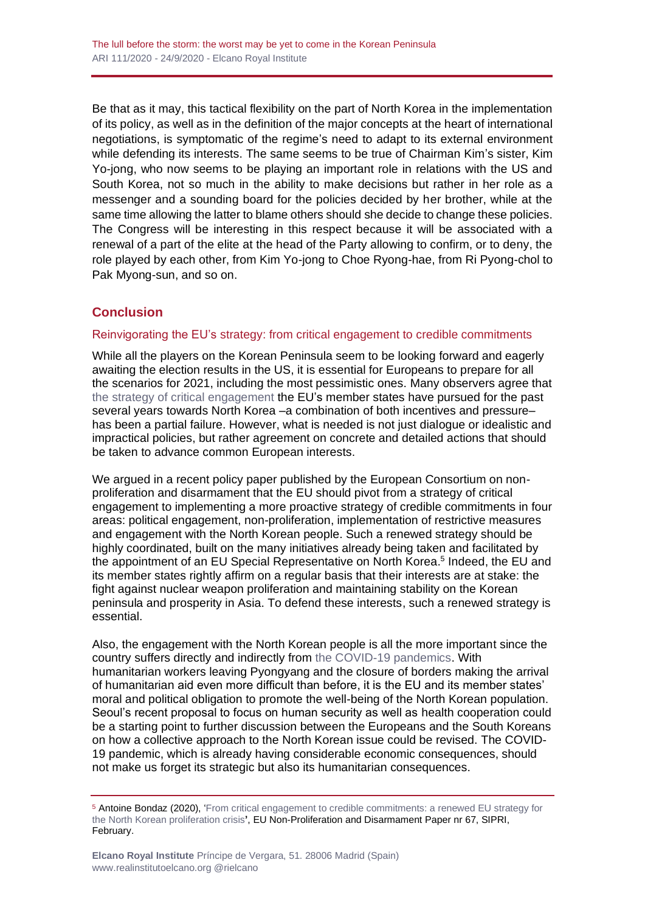Be that as it may, this tactical flexibility on the part of North Korea in the implementation of its policy, as well as in the definition of the major concepts at the heart of international negotiations, is symptomatic of the regime's need to adapt to its external environment while defending its interests. The same seems to be true of Chairman Kim's sister, Kim Yo-jong, who now seems to be playing an important role in relations with the US and South Korea, not so much in the ability to make decisions but rather in her role as a messenger and a sounding board for the policies decided by her brother, while at the same time allowing the latter to blame others should she decide to change these policies. The Congress will be interesting in this respect because it will be associated with a renewal of a part of the elite at the head of the Party allowing to confirm, or to deny, the role played by each other, from Kim Yo-jong to Choe Ryong-hae, from Ri Pyong-chol to Pak Myong-sun, and so on.

## Conclusion

### Reinvigorating the EU's strategy: from critical engagement to credible commitments

While all the players on the Korean Peninsula seem to be looking forward and eagerly awaiting the election results in the US, it is essential for Europeans to prepare for all the scenarios for 2021, including the most pessimistic ones. Many observers agree that the strategy of critical engagement the EU's member states have pursued for the past several years towards North Korea –a combination of both incentives and pressure– has been a partial failure. However, what is needed is not just dialogue or idealistic and impractical policies, but rather agreement on concrete and detailed actions that should be taken to advance common European interests.

We argued in a recent policy paper published by the European Consortium on non-proliferation and disarmament that the EU should pivot from a strategy of critical engagement to implementing a more proactive strategy of credible commitments in four areas: political engagement, non-proliferation, implementation of restrictive measures and engagement with the North Korean people. Such a renewed strategy should be highly coordinated, built on the many initiatives already being taken and facilitated by the appointment of an EU Special Representative on North Korea.[5] Indeed, the EU and its member states rightly affirm on a regular basis that their interests are at stake: the fight against nuclear weapon proliferation and maintaining stability on the Korean peninsula and prosperity in Asia. To defend these interests, such a renewed strategy is essential.

Also, the engagement with the North Korean people is all the more important since the country suffers directly and indirectly from the COVID-19 pandemics. With humanitarian workers leaving Pyongyang and the closure of borders making the arrival of humanitarian aid even more difficult than before, it is the EU and its member states' moral and political obligation to promote the well-being of the North Korean population. Seoul's recent proposal to focus on human security as well as health cooperation could be a starting point to further discussion between the Europeans and the South Koreans on how a collective approach to the North Korean issue could be revised. The COVID-19 pandemic, which is already having considerable economic consequences, should not make us forget its strategic but also its humanitarian consequences.

[5] Antoine Bondaz (2020), 'From critical engagement to credible commitments: a renewed EU strategy for the North Korean proliferation crisis', EU Non-Proliferation and Disarmament Paper nr 67, SIPRI, February.